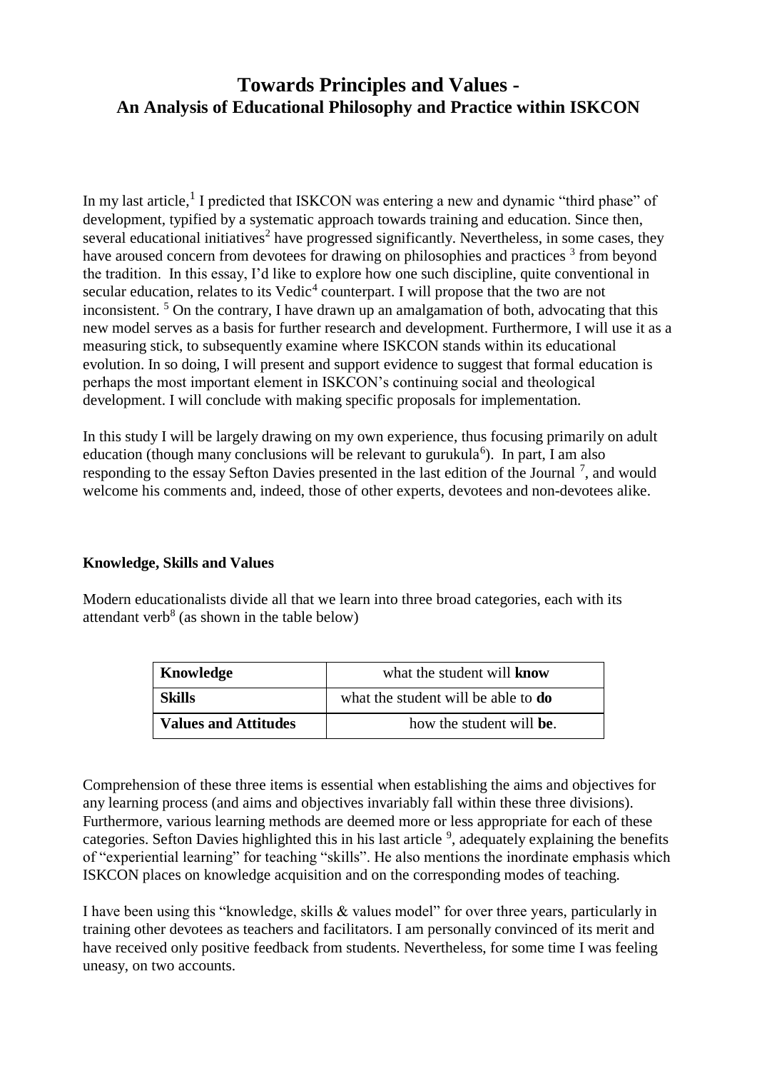# Towards Principles and Values -
## An Analysis of Educational Philosophy and Practice within ISKCON

In my last article,[1] I predicted that ISKCON was entering a new and dynamic "third phase" of development, typified by a systematic approach towards training and education. Since then, several educational initiatives[2] have progressed significantly. Nevertheless, in some cases, they have aroused concern from devotees for drawing on philosophies and practices [3] from beyond the tradition. In this essay, I'd like to explore how one such discipline, quite conventional in secular education, relates to its Vedic[4] counterpart. I will propose that the two are not inconsistent. [5] On the contrary, I have drawn up an amalgamation of both, advocating that this new model serves as a basis for further research and development. Furthermore, I will use it as a measuring stick, to subsequently examine where ISKCON stands within its educational evolution. In so doing, I will present and support evidence to suggest that formal education is perhaps the most important element in ISKCON's continuing social and theological development. I will conclude with making specific proposals for implementation.

In this study I will be largely drawing on my own experience, thus focusing primarily on adult education (though many conclusions will be relevant to gurukula[6]). In part, I am also responding to the essay Sefton Davies presented in the last edition of the Journal [7], and would welcome his comments and, indeed, those of other experts, devotees and non-devotees alike.

### Knowledge, Skills and Values

Modern educationalists divide all that we learn into three broad categories, each with its attendant verb[8] (as shown in the table below)

| **Knowledge** | what the student will **know** |
|---|---|
| **Skills** | what the student will be able to **do** |
| **Values and Attitudes** | how the student will **be**. |

Comprehension of these three items is essential when establishing the aims and objectives for any learning process (and aims and objectives invariably fall within these three divisions). Furthermore, various learning methods are deemed more or less appropriate for each of these categories. Sefton Davies highlighted this in his last article [9], adequately explaining the benefits of "experiential learning" for teaching "skills". He also mentions the inordinate emphasis which ISKCON places on knowledge acquisition and on the corresponding modes of teaching.

I have been using this "knowledge, skills & values model" for over three years, particularly in training other devotees as teachers and facilitators. I am personally convinced of its merit and have received only positive feedback from students. Nevertheless, for some time I was feeling uneasy, on two accounts.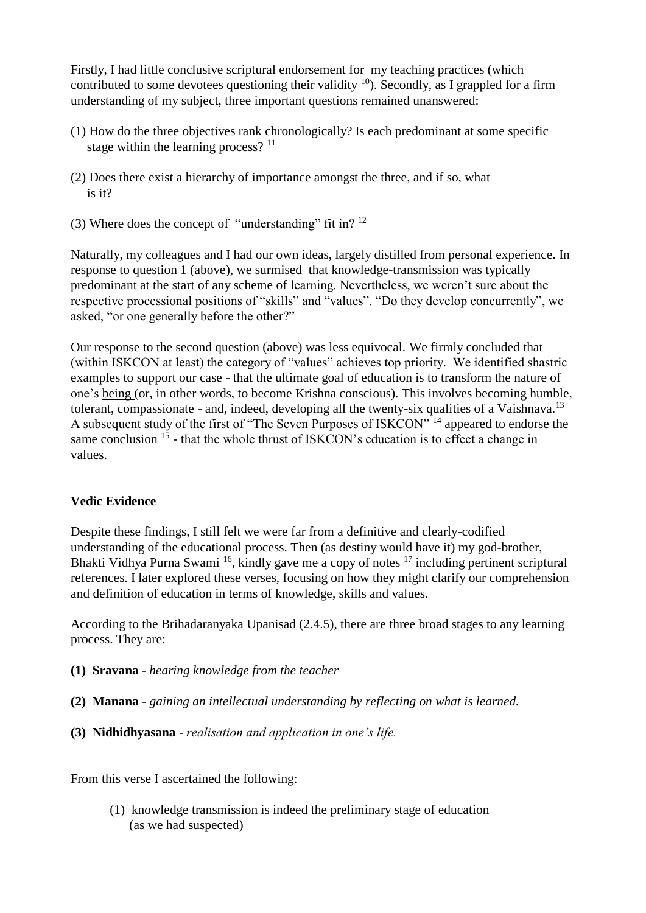Firstly, I had little conclusive scriptural endorsement for my teaching practices (which contributed to some devotees questioning their validity [10]). Secondly, as I grappled for a firm understanding of my subject, three important questions remained unanswered:

(1) How do the three objectives rank chronologically? Is each predominant at some specific stage within the learning process? [11]

(2) Does there exist a hierarchy of importance amongst the three, and if so, what is it?

(3) Where does the concept of "understanding" fit in? [12]

Naturally, my colleagues and I had our own ideas, largely distilled from personal experience. In response to question 1 (above), we surmised that knowledge-transmission was typically predominant at the start of any scheme of learning. Nevertheless, we weren't sure about the respective processional positions of "skills" and "values". "Do they develop concurrently", we asked, "or one generally before the other?"

Our response to the second question (above) was less equivocal. We firmly concluded that (within ISKCON at least) the category of "values" achieves top priority. We identified shastric examples to support our case - that the ultimate goal of education is to transform the nature of one's being (or, in other words, to become Krishna conscious). This involves becoming humble, tolerant, compassionate - and, indeed, developing all the twenty-six qualities of a Vaishnava.[13] A subsequent study of the first of "The Seven Purposes of ISKCON" [14] appeared to endorse the same conclusion [15] - that the whole thrust of ISKCON's education is to effect a change in values.

**Vedic Evidence**

Despite these findings, I still felt we were far from a definitive and clearly-codified understanding of the educational process. Then (as destiny would have it) my god-brother, Bhakti Vidhya Purna Swami [16], kindly gave me a copy of notes [17] including pertinent scriptural references. I later explored these verses, focusing on how they might clarify our comprehension and definition of education in terms of knowledge, skills and values.

According to the Brihadaranyaka Upanisad (2.4.5), there are three broad stages to any learning process. They are:

**(1) Sravana** - *hearing knowledge from the teacher*

**(2) Manana** - *gaining an intellectual understanding by reflecting on what is learned.*

**(3) Nidhidhyasana** - *realisation and application in one's life.*

From this verse I ascertained the following:

(1) knowledge transmission is indeed the preliminary stage of education (as we had suspected)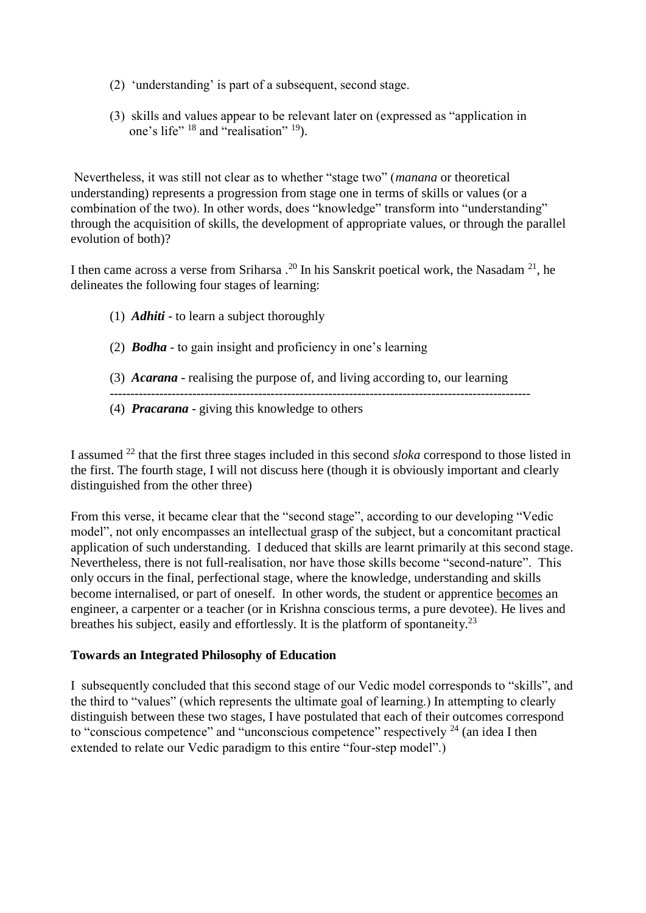(2) 'understanding' is part of a subsequent, second stage.

(3) skills and values appear to be relevant later on (expressed as "application in one's life" [18] and "realisation" [19]).

Nevertheless, it was still not clear as to whether "stage two" (*manana* or theoretical understanding) represents a progression from stage one in terms of skills or values (or a combination of the two). In other words, does "knowledge" transform into "understanding" through the acquisition of skills, the development of appropriate values, or through the parallel evolution of both)?

I then came across a verse from Sriharsa .[20] In his Sanskrit poetical work, the Nasadam [21], he delineates the following four stages of learning:

(1) ***Adhiti*** - to learn a subject thoroughly

(2) ***Bodha*** - to gain insight and proficiency in one's learning

(3) ***Acarana*** - realising the purpose of, and living according to, our learning

---

(4) ***Pracarana*** - giving this knowledge to others

I assumed [22] that the first three stages included in this second *sloka* correspond to those listed in the first. The fourth stage, I will not discuss here (though it is obviously important and clearly distinguished from the other three)

From this verse, it became clear that the "second stage", according to our developing "Vedic model", not only encompasses an intellectual grasp of the subject, but a concomitant practical application of such understanding. I deduced that skills are learnt primarily at this second stage. Nevertheless, there is not full-realisation, nor have those skills become "second-nature". This only occurs in the final, perfectional stage, where the knowledge, understanding and skills become internalised, or part of oneself. In other words, the student or apprentice <u>becomes</u> an engineer, a carpenter or a teacher (or in Krishna conscious terms, a pure devotee). He lives and breathes his subject, easily and effortlessly. It is the platform of spontaneity.[23]

**Towards an Integrated Philosophy of Education**

I subsequently concluded that this second stage of our Vedic model corresponds to "skills", and the third to "values" (which represents the ultimate goal of learning.) In attempting to clearly distinguish between these two stages, I have postulated that each of their outcomes correspond to "conscious competence" and "unconscious competence" respectively [24] (an idea I then extended to relate our Vedic paradigm to this entire "four-step model".)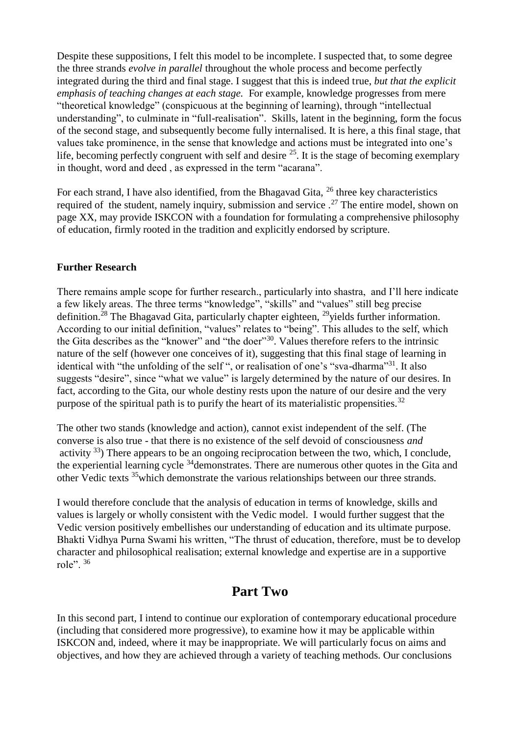Despite these suppositions, I felt this model to be incomplete. I suspected that, to some degree the three strands *evolve in parallel* throughout the whole process and become perfectly integrated during the third and final stage. I suggest that this is indeed true, *but that the explicit emphasis of teaching changes at each stage.* For example, knowledge progresses from mere "theoretical knowledge" (conspicuous at the beginning of learning), through "intellectual understanding", to culminate in "full-realisation". Skills, latent in the beginning, form the focus of the second stage, and subsequently become fully internalised. It is here, a this final stage, that values take prominence, in the sense that knowledge and actions must be integrated into one's life, becoming perfectly congruent with self and desire [25]. It is the stage of becoming exemplary in thought, word and deed , as expressed in the term "acarana".

For each strand, I have also identified, from the Bhagavad Gita, [26] three key characteristics required of the student, namely inquiry, submission and service .[27] The entire model, shown on page XX, may provide ISKCON with a foundation for formulating a comprehensive philosophy of education, firmly rooted in the tradition and explicitly endorsed by scripture.

**Further Research**

There remains ample scope for further research., particularly into shastra, and I'll here indicate a few likely areas. The three terms "knowledge", "skills" and "values" still beg precise definition.[28] The Bhagavad Gita, particularly chapter eighteen, [29]yields further information. According to our initial definition, "values" relates to "being". This alludes to the self, which the Gita describes as the "knower" and "the doer"[30]. Values therefore refers to the intrinsic nature of the self (however one conceives of it), suggesting that this final stage of learning in identical with "the unfolding of the self ", or realisation of one's "sva-dharma"[31]. It also suggests "desire", since "what we value" is largely determined by the nature of our desires. In fact, according to the Gita, our whole destiny rests upon the nature of our desire and the very purpose of the spiritual path is to purify the heart of its materialistic propensities.[32]

The other two stands (knowledge and action), cannot exist independent of the self. (The converse is also true - that there is no existence of the self devoid of consciousness *and* activity [33]) There appears to be an ongoing reciprocation between the two, which, I conclude, the experiential learning cycle [34]demonstrates. There are numerous other quotes in the Gita and other Vedic texts [35]which demonstrate the various relationships between our three strands.

I would therefore conclude that the analysis of education in terms of knowledge, skills and values is largely or wholly consistent with the Vedic model. I would further suggest that the Vedic version positively embellishes our understanding of education and its ultimate purpose. Bhakti Vidhya Purna Swami his written, "The thrust of education, therefore, must be to develop character and philosophical realisation; external knowledge and expertise are in a supportive role". [36]

## Part Two

In this second part, I intend to continue our exploration of contemporary educational procedure (including that considered more progressive), to examine how it may be applicable within ISKCON and, indeed, where it may be inappropriate. We will particularly focus on aims and objectives, and how they are achieved through a variety of teaching methods. Our conclusions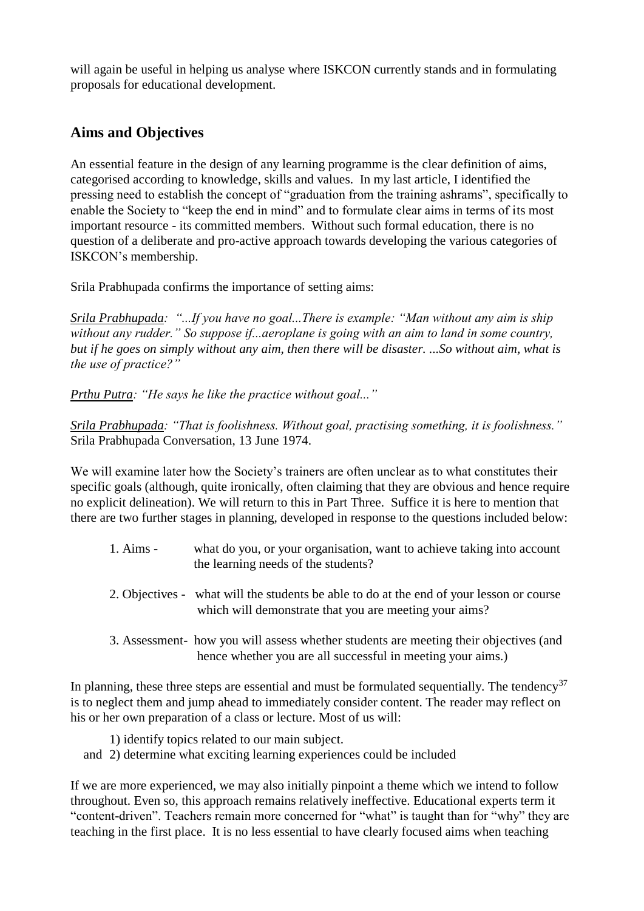will again be useful in helping us analyse where ISKCON currently stands and in formulating proposals for educational development.

## Aims and Objectives

An essential feature in the design of any learning programme is the clear definition of aims, categorised according to knowledge, skills and values. In my last article, I identified the pressing need to establish the concept of "graduation from the training ashrams", specifically to enable the Society to "keep the end in mind" and to formulate clear aims in terms of its most important resource - its committed members. Without such formal education, there is no question of a deliberate and pro-active approach towards developing the various categories of ISKCON's membership.

Srila Prabhupada confirms the importance of setting aims:

*Srila Prabhupada: "...If you have no goal...There is example: "Man without any aim is ship without any rudder." So suppose if...aeroplane is going with an aim to land in some country, but if he goes on simply without any aim, then there will be disaster. ...So without aim, what is the use of practice?"*

*Prthu Putra: "He says he like the practice without goal..."*

*Srila Prabhupada: "That is foolishness. Without goal, practising something, it is foolishness."* Srila Prabhupada Conversation, 13 June 1974.

We will examine later how the Society's trainers are often unclear as to what constitutes their specific goals (although, quite ironically, often claiming that they are obvious and hence require no explicit delineation). We will return to this in Part Three. Suffice it is here to mention that there are two further stages in planning, developed in response to the questions included below:

1. Aims - what do you, or your organisation, want to achieve taking into account the learning needs of the students?
2. Objectives - what will the students be able to do at the end of your lesson or course which will demonstrate that you are meeting your aims?
3. Assessment- how you will assess whether students are meeting their objectives (and hence whether you are all successful in meeting your aims.)

In planning, these three steps are essential and must be formulated sequentially. The tendency[37] is to neglect them and jump ahead to immediately consider content. The reader may reflect on his or her own preparation of a class or lecture. Most of us will:

1) identify topics related to our main subject.
and 2) determine what exciting learning experiences could be included

If we are more experienced, we may also initially pinpoint a theme which we intend to follow throughout. Even so, this approach remains relatively ineffective. Educational experts term it "content-driven". Teachers remain more concerned for "what" is taught than for "why" they are teaching in the first place. It is no less essential to have clearly focused aims when teaching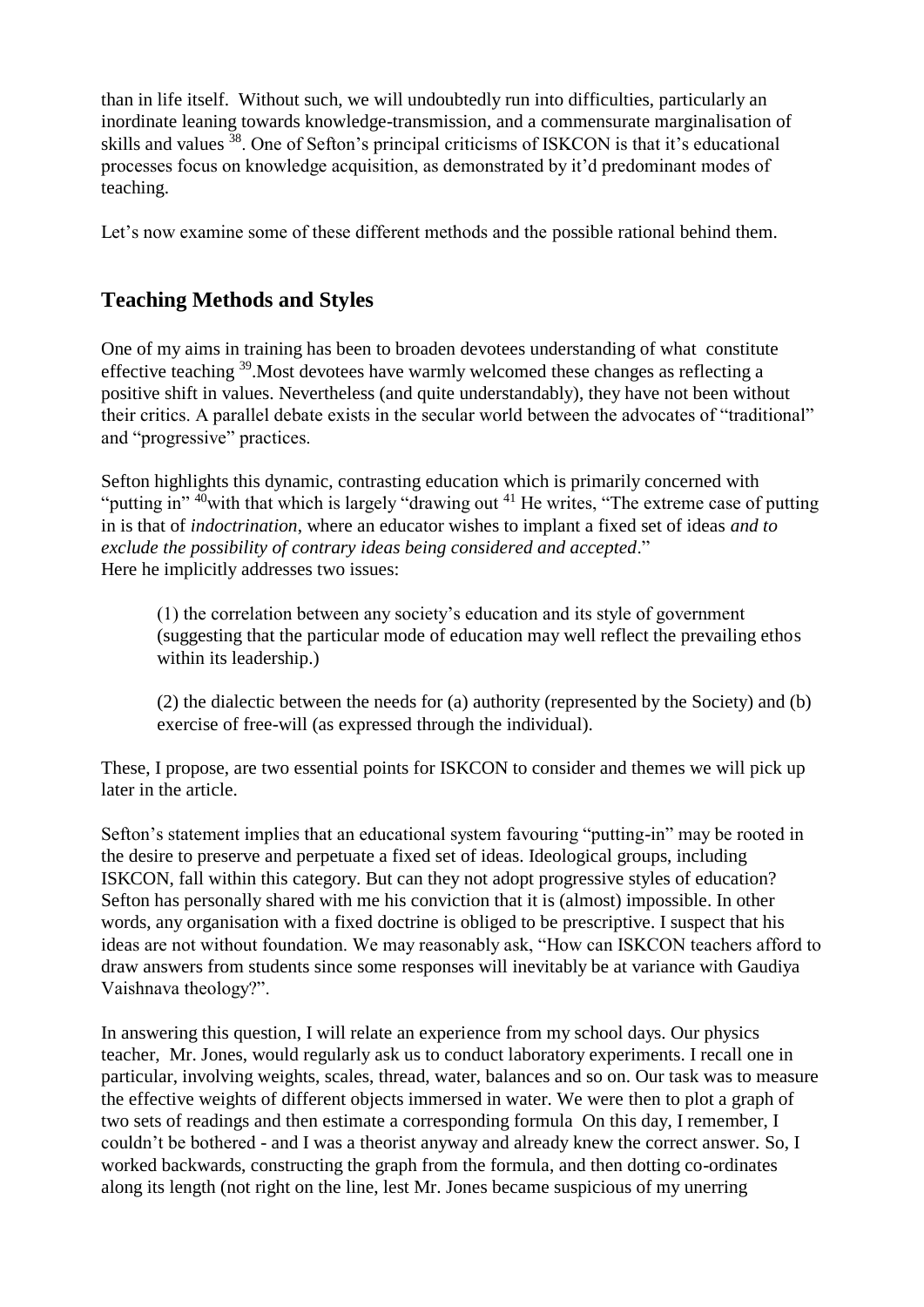than in life itself. Without such, we will undoubtedly run into difficulties, particularly an inordinate leaning towards knowledge-transmission, and a commensurate marginalisation of skills and values [38]. One of Sefton's principal criticisms of ISKCON is that it's educational processes focus on knowledge acquisition, as demonstrated by it'd predominant modes of teaching.

Let's now examine some of these different methods and the possible rational behind them.

## Teaching Methods and Styles

One of my aims in training has been to broaden devotees understanding of what constitute effective teaching [39].Most devotees have warmly welcomed these changes as reflecting a positive shift in values. Nevertheless (and quite understandably), they have not been without their critics. A parallel debate exists in the secular world between the advocates of "traditional" and "progressive" practices.

Sefton highlights this dynamic, contrasting education which is primarily concerned with "putting in" [40]with that which is largely "drawing out [41] He writes, "The extreme case of putting in is that of *indoctrination*, where an educator wishes to implant a fixed set of ideas *and to exclude the possibility of contrary ideas being considered and accepted*."
Here he implicitly addresses two issues:

> (1) the correlation between any society's education and its style of government (suggesting that the particular mode of education may well reflect the prevailing ethos within its leadership.)
>
> (2) the dialectic between the needs for (a) authority (represented by the Society) and (b) exercise of free-will (as expressed through the individual).

These, I propose, are two essential points for ISKCON to consider and themes we will pick up later in the article.

Sefton's statement implies that an educational system favouring "putting-in" may be rooted in the desire to preserve and perpetuate a fixed set of ideas. Ideological groups, including ISKCON, fall within this category. But can they not adopt progressive styles of education? Sefton has personally shared with me his conviction that it is (almost) impossible. In other words, any organisation with a fixed doctrine is obliged to be prescriptive. I suspect that his ideas are not without foundation. We may reasonably ask, "How can ISKCON teachers afford to draw answers from students since some responses will inevitably be at variance with Gaudiya Vaishnava theology?".

In answering this question, I will relate an experience from my school days. Our physics teacher, Mr. Jones, would regularly ask us to conduct laboratory experiments. I recall one in particular, involving weights, scales, thread, water, balances and so on. Our task was to measure the effective weights of different objects immersed in water. We were then to plot a graph of two sets of readings and then estimate a corresponding formula On this day, I remember, I couldn't be bothered - and I was a theorist anyway and already knew the correct answer. So, I worked backwards, constructing the graph from the formula, and then dotting co-ordinates along its length (not right on the line, lest Mr. Jones became suspicious of my unerring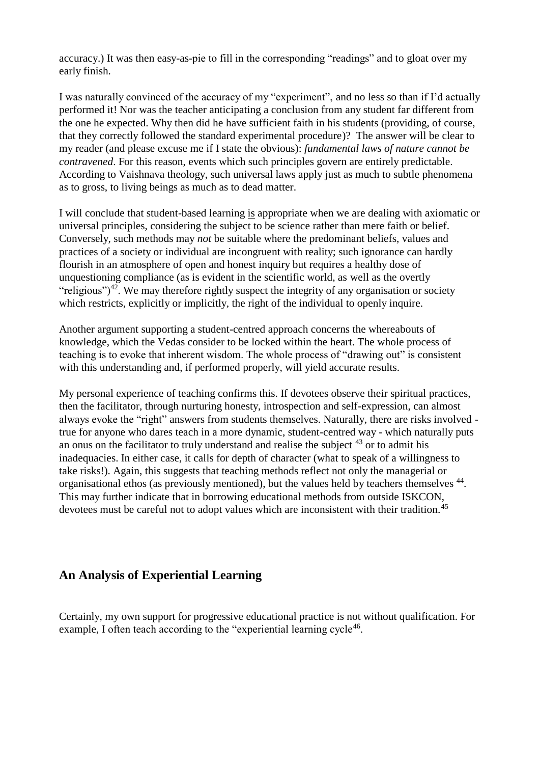accuracy.) It was then easy-as-pie to fill in the corresponding "readings" and to gloat over my early finish.

I was naturally convinced of the accuracy of my "experiment", and no less so than if I'd actually performed it! Nor was the teacher anticipating a conclusion from any student far different from the one he expected. Why then did he have sufficient faith in his students (providing, of course, that they correctly followed the standard experimental procedure)? The answer will be clear to my reader (and please excuse me if I state the obvious): *fundamental laws of nature cannot be contravened*. For this reason, events which such principles govern are entirely predictable. According to Vaishnava theology, such universal laws apply just as much to subtle phenomena as to gross, to living beings as much as to dead matter.

I will conclude that student-based learning <u>is</u> appropriate when we are dealing with axiomatic or universal principles, considering the subject to be science rather than mere faith or belief. Conversely, such methods may *not* be suitable where the predominant beliefs, values and practices of a society or individual are incongruent with reality; such ignorance can hardly flourish in an atmosphere of open and honest inquiry but requires a healthy dose of unquestioning compliance (as is evident in the scientific world, as well as the overtly "religious")[42]. We may therefore rightly suspect the integrity of any organisation or society which restricts, explicitly or implicitly, the right of the individual to openly inquire.

Another argument supporting a student-centred approach concerns the whereabouts of knowledge, which the Vedas consider to be locked within the heart. The whole process of teaching is to evoke that inherent wisdom. The whole process of "drawing out" is consistent with this understanding and, if performed properly, will yield accurate results.

My personal experience of teaching confirms this. If devotees observe their spiritual practices, then the facilitator, through nurturing honesty, introspection and self-expression, can almost always evoke the "right" answers from students themselves. Naturally, there are risks involved - true for anyone who dares teach in a more dynamic, student-centred way - which naturally puts an onus on the facilitator to truly understand and realise the subject [43] or to admit his inadequacies. In either case, it calls for depth of character (what to speak of a willingness to take risks!). Again, this suggests that teaching methods reflect not only the managerial or organisational ethos (as previously mentioned), but the values held by teachers themselves [44]. This may further indicate that in borrowing educational methods from outside ISKCON, devotees must be careful not to adopt values which are inconsistent with their tradition.[45]

## An Analysis of Experiential Learning

Certainly, my own support for progressive educational practice is not without qualification. For example, I often teach according to the "experiential learning cycle[46].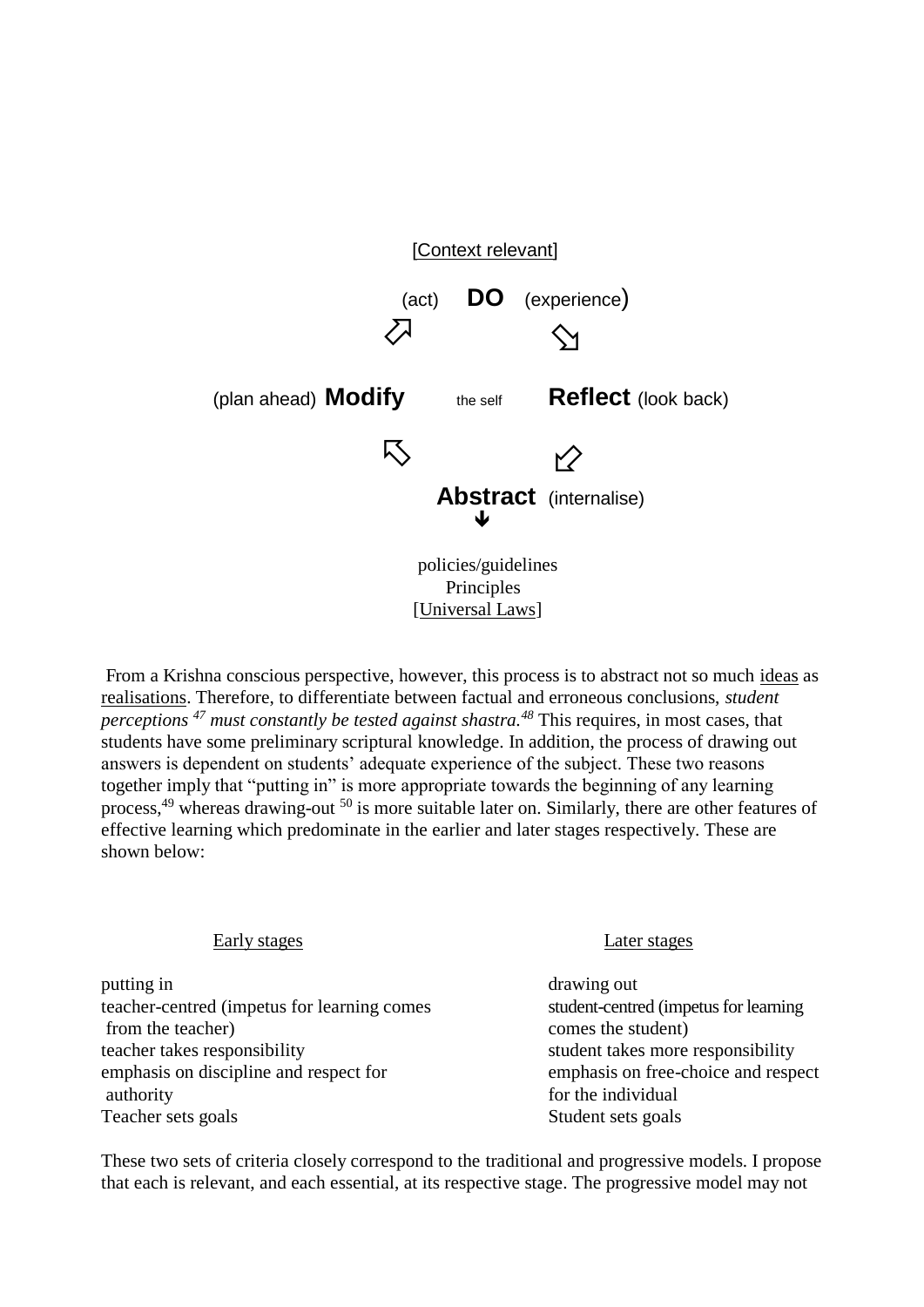[Context relevant]

(act) **DO** (experience)

(plan ahead) **Modify** the self **Reflect** (look back)

**Abstract** (internalise)

policies/guidelines
Principles
[Universal Laws]

From a Krishna conscious perspective, however, this process is to abstract not so much ideas as realisations. Therefore, to differentiate between factual and erroneous conclusions, *student perceptions* [47] *must constantly be tested against shastra.* [48] This requires, in most cases, that students have some preliminary scriptural knowledge. In addition, the process of drawing out answers is dependent on students' adequate experience of the subject. These two reasons together imply that "putting in" is more appropriate towards the beginning of any learning process,[49] whereas drawing-out [50] is more suitable later on. Similarly, there are other features of effective learning which predominate in the earlier and later stages respectively. These are shown below:

| Early stages | Later stages |
| --- | --- |
| putting in | drawing out |
| teacher-centred (impetus for learning comes from the teacher) | student-centred (impetus for learning comes the student) |
| teacher takes responsibility | student takes more responsibility |
| emphasis on discipline and respect for authority | emphasis on free-choice and respect for the individual |
| Teacher sets goals | Student sets goals |

These two sets of criteria closely correspond to the traditional and progressive models. I propose that each is relevant, and each essential, at its respective stage. The progressive model may not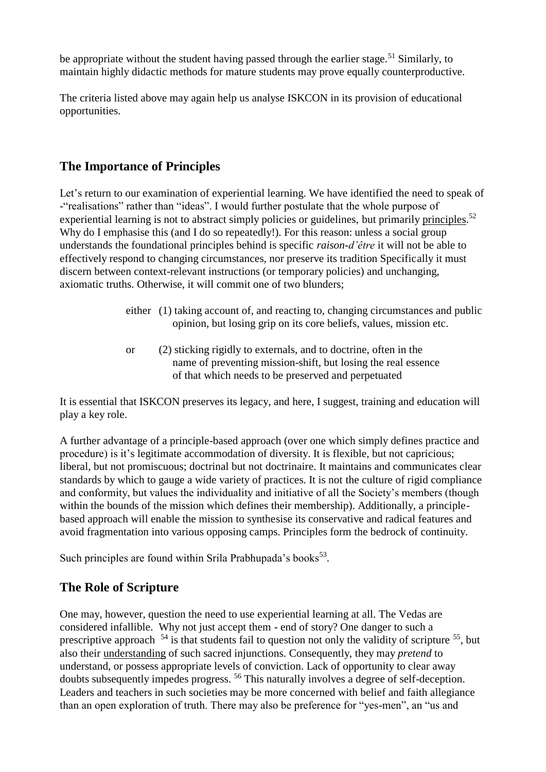be appropriate without the student having passed through the earlier stage.[51] Similarly, to maintain highly didactic methods for mature students may prove equally counterproductive.

The criteria listed above may again help us analyse ISKCON in its provision of educational opportunities.

## The Importance of Principles

Let's return to our examination of experiential learning. We have identified the need to speak of -"realisations" rather than "ideas". I would further postulate that the whole purpose of experiential learning is not to abstract simply policies or guidelines, but primarily principles.[52] Why do I emphasise this (and I do so repeatedly!). For this reason: unless a social group understands the foundational principles behind is specific *raison-d'être* it will not be able to effectively respond to changing circumstances, nor preserve its tradition Specifically it must discern between context-relevant instructions (or temporary policies) and unchanging, axiomatic truths. Otherwise, it will commit one of two blunders;

> either (1) taking account of, and reacting to, changing circumstances and public opinion, but losing grip on its core beliefs, values, mission etc.
>
> or (2) sticking rigidly to externals, and to doctrine, often in the name of preventing mission-shift, but losing the real essence of that which needs to be preserved and perpetuated

It is essential that ISKCON preserves its legacy, and here, I suggest, training and education will play a key role.

A further advantage of a principle-based approach (over one which simply defines practice and procedure) is it's legitimate accommodation of diversity. It is flexible, but not capricious; liberal, but not promiscuous; doctrinal but not doctrinaire. It maintains and communicates clear standards by which to gauge a wide variety of practices. It is not the culture of rigid compliance and conformity, but values the individuality and initiative of all the Society's members (though within the bounds of the mission which defines their membership). Additionally, a principle-based approach will enable the mission to synthesise its conservative and radical features and avoid fragmentation into various opposing camps. Principles form the bedrock of continuity.

Such principles are found within Srila Prabhupada's books[53].

## The Role of Scripture

One may, however, question the need to use experiential learning at all. The Vedas are considered infallible. Why not just accept them - end of story? One danger to such a prescriptive approach [54] is that students fail to question not only the validity of scripture [55], but also their understanding of such sacred injunctions. Consequently, they may *pretend* to understand, or possess appropriate levels of conviction. Lack of opportunity to clear away doubts subsequently impedes progress. [56] This naturally involves a degree of self-deception. Leaders and teachers in such societies may be more concerned with belief and faith allegiance than an open exploration of truth. There may also be preference for "yes-men", an "us and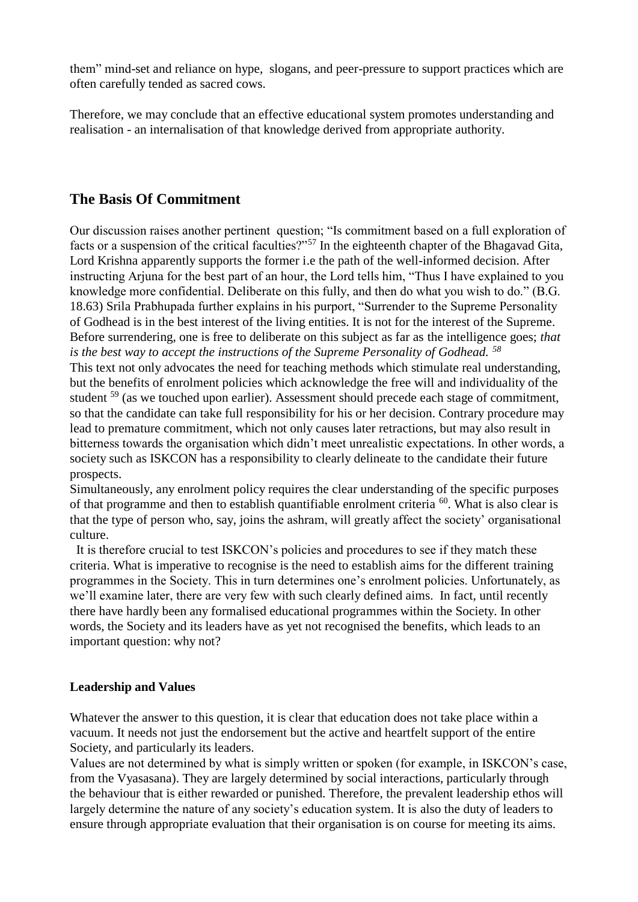them" mind-set and reliance on hype, slogans, and peer-pressure to support practices which are often carefully tended as sacred cows.

Therefore, we may conclude that an effective educational system promotes understanding and realisation - an internalisation of that knowledge derived from appropriate authority.

## The Basis Of Commitment

Our discussion raises another pertinent question; "Is commitment based on a full exploration of facts or a suspension of the critical faculties?"[57] In the eighteenth chapter of the Bhagavad Gita, Lord Krishna apparently supports the former i.e the path of the well-informed decision. After instructing Arjuna for the best part of an hour, the Lord tells him, "Thus I have explained to you knowledge more confidential. Deliberate on this fully, and then do what you wish to do." (B.G. 18.63) Srila Prabhupada further explains in his purport, "Surrender to the Supreme Personality of Godhead is in the best interest of the living entities. It is not for the interest of the Supreme. Before surrendering, one is free to deliberate on this subject as far as the intelligence goes; *that is the best way to accept the instructions of the Supreme Personality of Godhead.* [58]

This text not only advocates the need for teaching methods which stimulate real understanding, but the benefits of enrolment policies which acknowledge the free will and individuality of the student [59] (as we touched upon earlier). Assessment should precede each stage of commitment, so that the candidate can take full responsibility for his or her decision. Contrary procedure may lead to premature commitment, which not only causes later retractions, but may also result in bitterness towards the organisation which didn't meet unrealistic expectations. In other words, a society such as ISKCON has a responsibility to clearly delineate to the candidate their future prospects.

Simultaneously, any enrolment policy requires the clear understanding of the specific purposes of that programme and then to establish quantifiable enrolment criteria [60]. What is also clear is that the type of person who, say, joins the ashram, will greatly affect the society' organisational culture.

It is therefore crucial to test ISKCON's policies and procedures to see if they match these criteria. What is imperative to recognise is the need to establish aims for the different training programmes in the Society. This in turn determines one's enrolment policies. Unfortunately, as we'll examine later, there are very few with such clearly defined aims. In fact, until recently there have hardly been any formalised educational programmes within the Society. In other words, the Society and its leaders have as yet not recognised the benefits, which leads to an important question: why not?

### Leadership and Values

Whatever the answer to this question, it is clear that education does not take place within a vacuum. It needs not just the endorsement but the active and heartfelt support of the entire Society, and particularly its leaders.

Values are not determined by what is simply written or spoken (for example, in ISKCON's case, from the Vyasasana). They are largely determined by social interactions, particularly through the behaviour that is either rewarded or punished. Therefore, the prevalent leadership ethos will largely determine the nature of any society's education system. It is also the duty of leaders to ensure through appropriate evaluation that their organisation is on course for meeting its aims.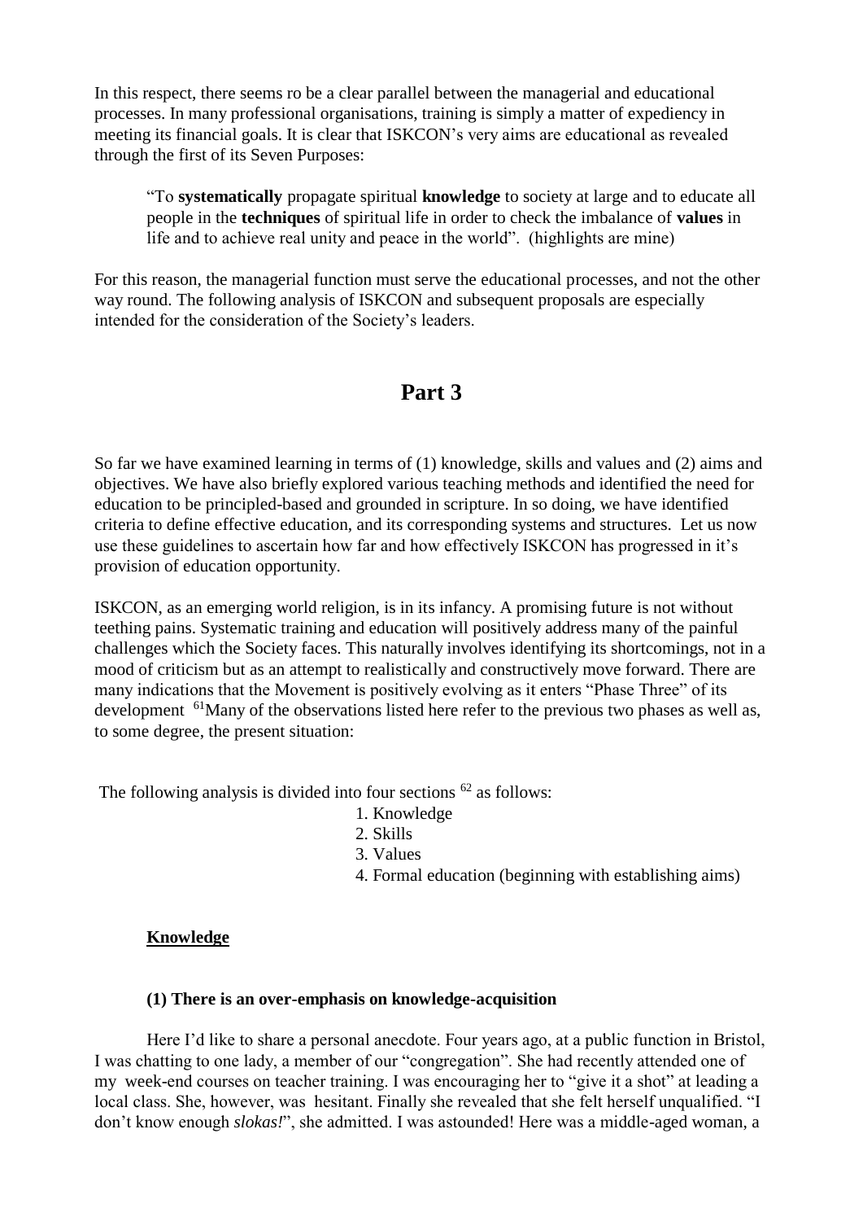In this respect, there seems ro be a clear parallel between the managerial and educational processes. In many professional organisations, training is simply a matter of expediency in meeting its financial goals. It is clear that ISKCON's very aims are educational as revealed through the first of its Seven Purposes:

> "To **systematically** propagate spiritual **knowledge** to society at large and to educate all people in the **techniques** of spiritual life in order to check the imbalance of **values** in life and to achieve real unity and peace in the world". (highlights are mine)

For this reason, the managerial function must serve the educational processes, and not the other way round. The following analysis of ISKCON and subsequent proposals are especially intended for the consideration of the Society's leaders.

# Part 3

So far we have examined learning in terms of (1) knowledge, skills and values and (2) aims and objectives. We have also briefly explored various teaching methods and identified the need for education to be principled-based and grounded in scripture. In so doing, we have identified criteria to define effective education, and its corresponding systems and structures. Let us now use these guidelines to ascertain how far and how effectively ISKCON has progressed in it's provision of education opportunity.

ISKCON, as an emerging world religion, is in its infancy. A promising future is not without teething pains. Systematic training and education will positively address many of the painful challenges which the Society faces. This naturally involves identifying its shortcomings, not in a mood of criticism but as an attempt to realistically and constructively move forward. There are many indications that the Movement is positively evolving as it enters "Phase Three" of its development [61]Many of the observations listed here refer to the previous two phases as well as, to some degree, the present situation:

The following analysis is divided into four sections [62] as follows:

1. Knowledge
2. Skills
3. Values
4. Formal education (beginning with establishing aims)

## Knowledge

### (1) There is an over-emphasis on knowledge-acquisition

Here I'd like to share a personal anecdote. Four years ago, at a public function in Bristol, I was chatting to one lady, a member of our "congregation". She had recently attended one of my week-end courses on teacher training. I was encouraging her to "give it a shot" at leading a local class. She, however, was hesitant. Finally she revealed that she felt herself unqualified. "I don't know enough *slokas!*", she admitted. I was astounded! Here was a middle-aged woman, a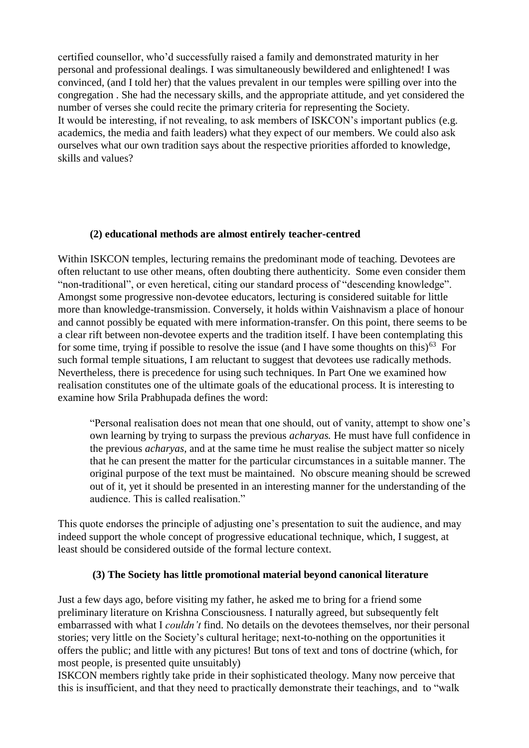certified counsellor, who'd successfully raised a family and demonstrated maturity in her personal and professional dealings. I was simultaneously bewildered and enlightened! I was convinced, (and I told her) that the values prevalent in our temples were spilling over into the congregation . She had the necessary skills, and the appropriate attitude, and yet considered the number of verses she could recite the primary criteria for representing the Society.
It would be interesting, if not revealing, to ask members of ISKCON's important publics (e.g. academics, the media and faith leaders) what they expect of our members. We could also ask ourselves what our own tradition says about the respective priorities afforded to knowledge, skills and values?

**(2) educational methods are almost entirely teacher-centred**

Within ISKCON temples, lecturing remains the predominant mode of teaching. Devotees are often reluctant to use other means, often doubting there authenticity. Some even consider them "non-traditional", or even heretical, citing our standard process of "descending knowledge". Amongst some progressive non-devotee educators, lecturing is considered suitable for little more than knowledge-transmission. Conversely, it holds within Vaishnavism a place of honour and cannot possibly be equated with mere information-transfer. On this point, there seems to be a clear rift between non-devotee experts and the tradition itself. I have been contemplating this for some time, trying if possible to resolve the issue (and I have some thoughts on this)[63] For such formal temple situations, I am reluctant to suggest that devotees use radically methods. Nevertheless, there is precedence for using such techniques. In Part One we examined how realisation constitutes one of the ultimate goals of the educational process. It is interesting to examine how Srila Prabhupada defines the word:

> "Personal realisation does not mean that one should, out of vanity, attempt to show one's own learning by trying to surpass the previous *acharyas.* He must have full confidence in the previous *acharyas*, and at the same time he must realise the subject matter so nicely that he can present the matter for the particular circumstances in a suitable manner. The original purpose of the text must be maintained. No obscure meaning should be screwed out of it, yet it should be presented in an interesting manner for the understanding of the audience. This is called realisation."

This quote endorses the principle of adjusting one's presentation to suit the audience, and may indeed support the whole concept of progressive educational technique, which, I suggest, at least should be considered outside of the formal lecture context.

**(3) The Society has little promotional material beyond canonical literature**

Just a few days ago, before visiting my father, he asked me to bring for a friend some preliminary literature on Krishna Consciousness. I naturally agreed, but subsequently felt embarrassed with what I *couldn't* find. No details on the devotees themselves, nor their personal stories; very little on the Society's cultural heritage; next-to-nothing on the opportunities it offers the public; and little with any pictures! But tons of text and tons of doctrine (which, for most people, is presented quite unsuitably)
ISKCON members rightly take pride in their sophisticated theology. Many now perceive that this is insufficient, and that they need to practically demonstrate their teachings, and to "walk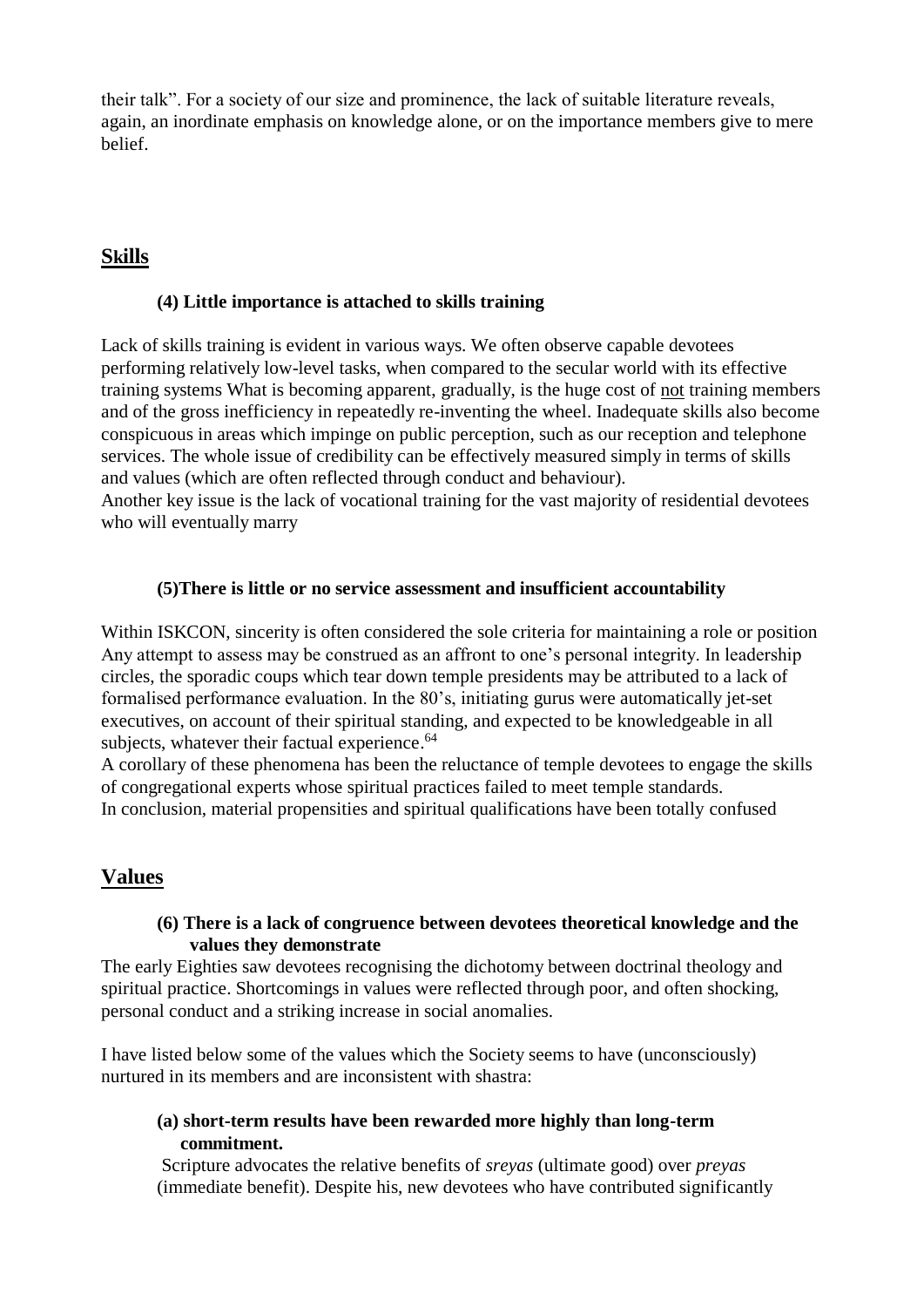their talk". For a society of our size and prominence, the lack of suitable literature reveals, again, an inordinate emphasis on knowledge alone, or on the importance members give to mere belief.

## Skills

### (4) Little importance is attached to skills training

Lack of skills training is evident in various ways. We often observe capable devotees performing relatively low-level tasks, when compared to the secular world with its effective training systems What is becoming apparent, gradually, is the huge cost of <u>not</u> training members and of the gross inefficiency in repeatedly re-inventing the wheel. Inadequate skills also become conspicuous in areas which impinge on public perception, such as our reception and telephone services. The whole issue of credibility can be effectively measured simply in terms of skills and values (which are often reflected through conduct and behaviour).
Another key issue is the lack of vocational training for the vast majority of residential devotees who will eventually marry

### (5)There is little or no service assessment and insufficient accountability

Within ISKCON, sincerity is often considered the sole criteria for maintaining a role or position Any attempt to assess may be construed as an affront to one's personal integrity. In leadership circles, the sporadic coups which tear down temple presidents may be attributed to a lack of formalised performance evaluation. In the 80's, initiating gurus were automatically jet-set executives, on account of their spiritual standing, and expected to be knowledgeable in all subjects, whatever their factual experience.[64]
A corollary of these phenomena has been the reluctance of temple devotees to engage the skills of congregational experts whose spiritual practices failed to meet temple standards.
In conclusion, material propensities and spiritual qualifications have been totally confused

## Values

### (6) There is a lack of congruence between devotees theoretical knowledge and the values they demonstrate

The early Eighties saw devotees recognising the dichotomy between doctrinal theology and spiritual practice. Shortcomings in values were reflected through poor, and often shocking, personal conduct and a striking increase in social anomalies.

I have listed below some of the values which the Society seems to have (unconsciously) nurtured in its members and are inconsistent with shastra:

**(a) short-term results have been rewarded more highly than long-term commitment.**

Scripture advocates the relative benefits of *sreyas* (ultimate good) over *preyas* (immediate benefit). Despite his, new devotees who have contributed significantly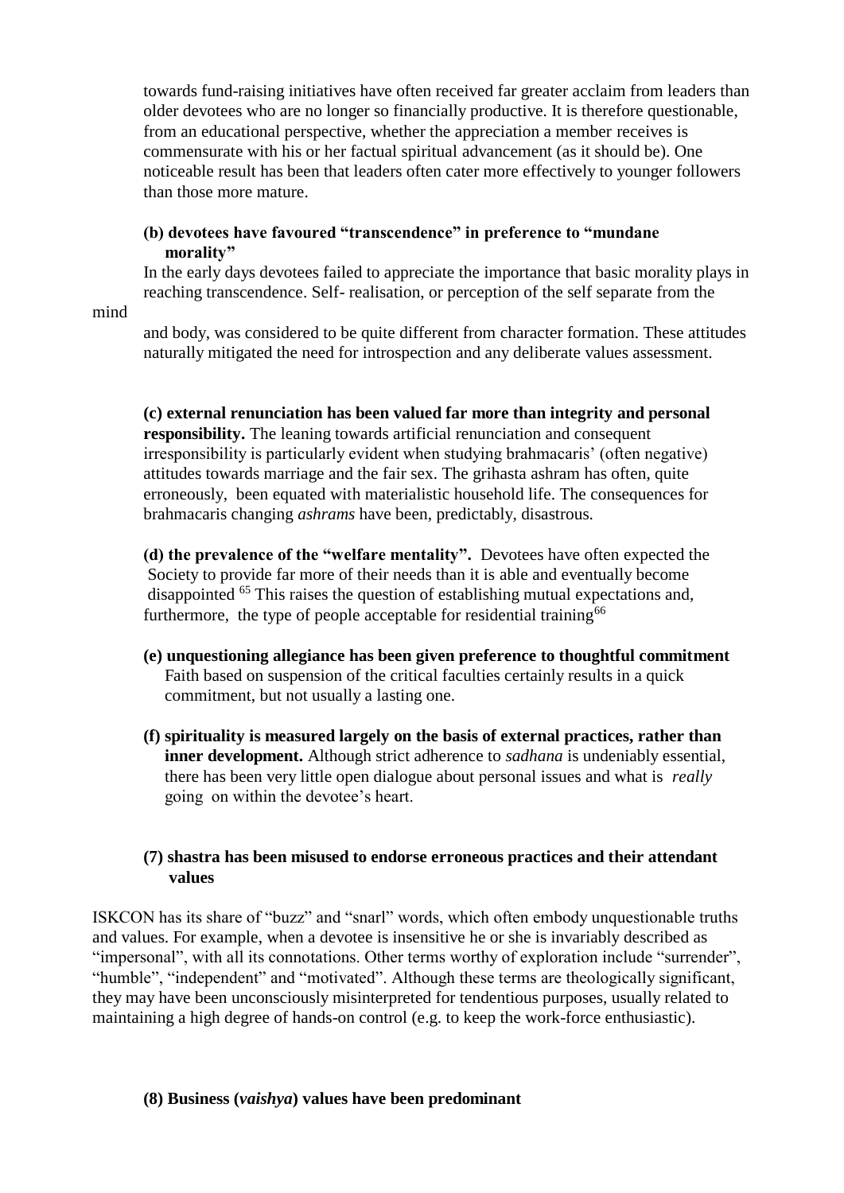towards fund-raising initiatives have often received far greater acclaim from leaders than older devotees who are no longer so financially productive. It is therefore questionable, from an educational perspective, whether the appreciation a member receives is commensurate with his or her factual spiritual advancement (as it should be). One noticeable result has been that leaders often cater more effectively to younger followers than those more mature.

**(b) devotees have favoured "transcendence" in preference to "mundane morality"**

In the early days devotees failed to appreciate the importance that basic morality plays in reaching transcendence. Self- realisation, or perception of the self separate from the mind and body, was considered to be quite different from character formation. These attitudes naturally mitigated the need for introspection and any deliberate values assessment.

**(c) external renunciation has been valued far more than integrity and personal responsibility.** The leaning towards artificial renunciation and consequent irresponsibility is particularly evident when studying brahmacaris' (often negative) attitudes towards marriage and the fair sex. The grihasta ashram has often, quite erroneously, been equated with materialistic household life. The consequences for brahmacaris changing *ashrams* have been, predictably, disastrous.

**(d) the prevalence of the "welfare mentality".** Devotees have often expected the Society to provide far more of their needs than it is able and eventually become disappointed [65] This raises the question of establishing mutual expectations and, furthermore, the type of people acceptable for residential training[66]

**(e) unquestioning allegiance has been given preference to thoughtful commitment**
Faith based on suspension of the critical faculties certainly results in a quick commitment, but not usually a lasting one.

**(f) spirituality is measured largely on the basis of external practices, rather than inner development.** Although strict adherence to *sadhana* is undeniably essential, there has been very little open dialogue about personal issues and what is *really* going on within the devotee's heart.

**(7) shastra has been misused to endorse erroneous practices and their attendant values**

ISKCON has its share of "buzz" and "snarl" words, which often embody unquestionable truths and values. For example, when a devotee is insensitive he or she is invariably described as "impersonal", with all its connotations. Other terms worthy of exploration include "surrender", "humble", "independent" and "motivated". Although these terms are theologically significant, they may have been unconsciously misinterpreted for tendentious purposes, usually related to maintaining a high degree of hands-on control (e.g. to keep the work-force enthusiastic).

**(8) Business (*vaishya*) values have been predominant**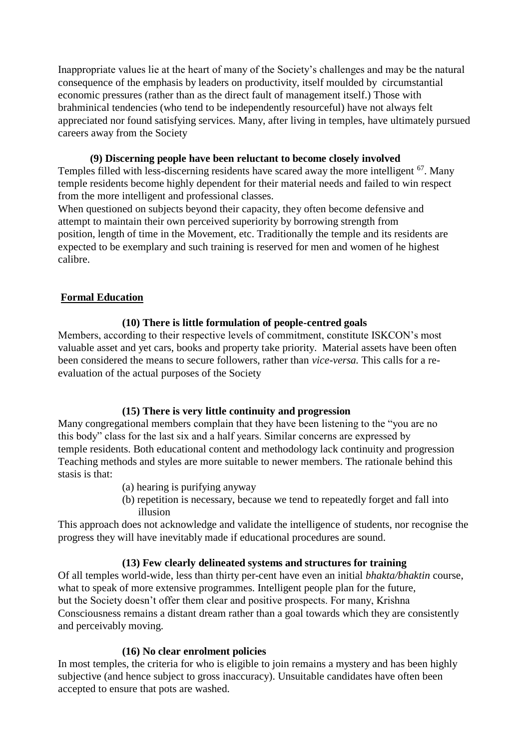Inappropriate values lie at the heart of many of the Society's challenges and may be the natural consequence of the emphasis by leaders on productivity, itself moulded by circumstantial economic pressures (rather than as the direct fault of management itself.) Those with brahminical tendencies (who tend to be independently resourceful) have not always felt appreciated nor found satisfying services. Many, after living in temples, have ultimately pursued careers away from the Society

**(9) Discerning people have been reluctant to become closely involved**

Temples filled with less-discerning residents have scared away the more intelligent [67]. Many temple residents become highly dependent for their material needs and failed to win respect from the more intelligent and professional classes.

When questioned on subjects beyond their capacity, they often become defensive and attempt to maintain their own perceived superiority by borrowing strength from position, length of time in the Movement, etc. Traditionally the temple and its residents are expected to be exemplary and such training is reserved for men and women of he highest calibre.

## Formal Education

**(10) There is little formulation of people-centred goals**

Members, according to their respective levels of commitment, constitute ISKCON's most valuable asset and yet cars, books and property take priority. Material assets have been often been considered the means to secure followers, rather than *vice-versa.* This calls for a re-evaluation of the actual purposes of the Society

**(15) There is very little continuity and progression**

Many congregational members complain that they have been listening to the "you are no this body" class for the last six and a half years. Similar concerns are expressed by temple residents. Both educational content and methodology lack continuity and progression Teaching methods and styles are more suitable to newer members. The rationale behind this stasis is that:

(a) hearing is purifying anyway
(b) repetition is necessary, because we tend to repeatedly forget and fall into illusion

This approach does not acknowledge and validate the intelligence of students, nor recognise the progress they will have inevitably made if educational procedures are sound.

**(13) Few clearly delineated systems and structures for training**

Of all temples world-wide, less than thirty per-cent have even an initial *bhakta/bhaktin* course, what to speak of more extensive programmes. Intelligent people plan for the future, but the Society doesn't offer them clear and positive prospects. For many, Krishna Consciousness remains a distant dream rather than a goal towards which they are consistently and perceivably moving.

**(16) No clear enrolment policies**

In most temples, the criteria for who is eligible to join remains a mystery and has been highly subjective (and hence subject to gross inaccuracy). Unsuitable candidates have often been accepted to ensure that pots are washed.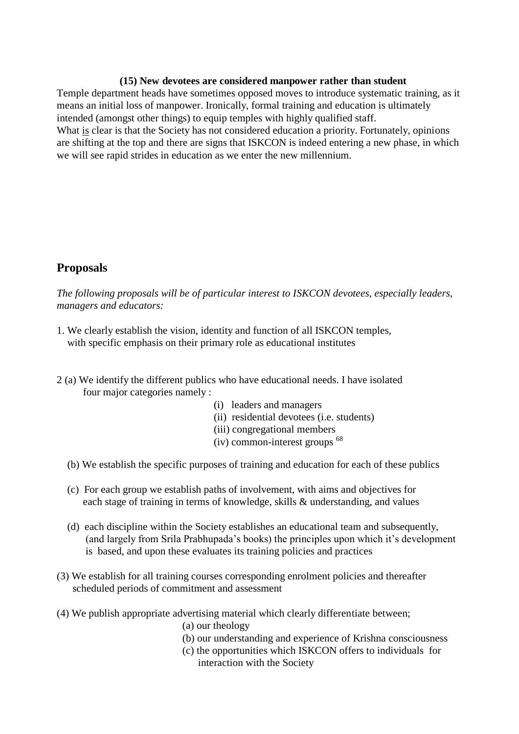**(15) New devotees are considered manpower rather than student**

Temple department heads have sometimes opposed moves to introduce systematic training, as it means an initial loss of manpower. Ironically, formal training and education is ultimately intended (amongst other things) to equip temples with highly qualified staff.

What <u>is</u> clear is that the Society has not considered education a priority. Fortunately, opinions are shifting at the top and there are signs that ISKCON is indeed entering a new phase, in which we will see rapid strides in education as we enter the new millennium.

## Proposals

*The following proposals will be of particular interest to ISKCON devotees, especially leaders, managers and educators:*

1. We clearly establish the vision, identity and function of all ISKCON temples, with specific emphasis on their primary role as educational institutes

2 (a) We identify the different publics who have educational needs. I have isolated four major categories namely :

   (i) leaders and managers
   (ii) residential devotees (i.e. students)
   (iii) congregational members
   (iv) common-interest groups [68]

   (b) We establish the specific purposes of training and education for each of these publics

   (c) For each group we establish paths of involvement, with aims and objectives for each stage of training in terms of knowledge, skills & understanding, and values

   (d) each discipline within the Society establishes an educational team and subsequently, (and largely from Srila Prabhupada's books) the principles upon which it's development is based, and upon these evaluates its training policies and practices

(3) We establish for all training courses corresponding enrolment policies and thereafter scheduled periods of commitment and assessment

(4) We publish appropriate advertising material which clearly differentiate between;

   (a) our theology
   (b) our understanding and experience of Krishna consciousness
   (c) the opportunities which ISKCON offers to individuals for interaction with the Society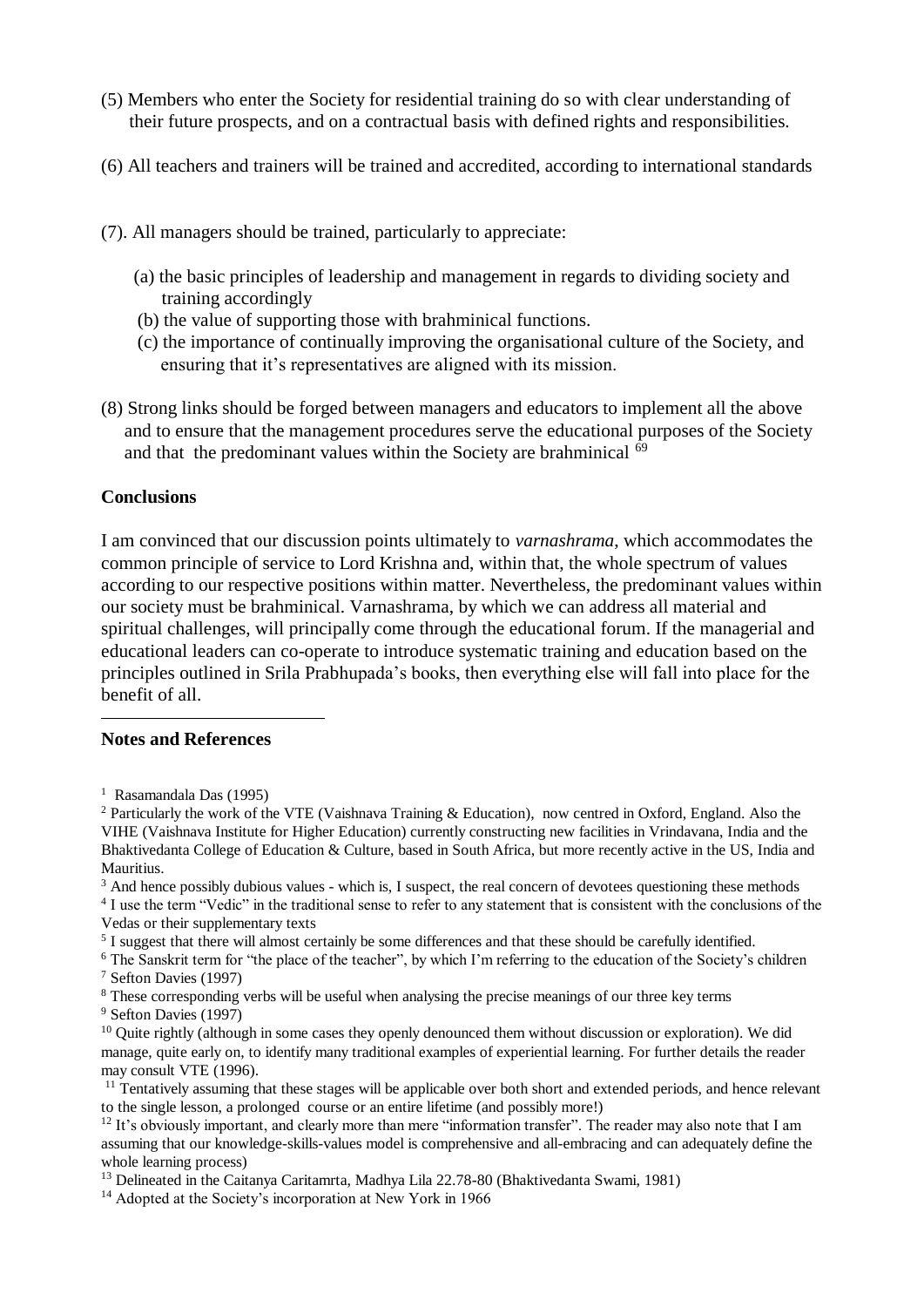(5) Members who enter the Society for residential training do so with clear understanding of their future prospects, and on a contractual basis with defined rights and responsibilities.

(6) All teachers and trainers will be trained and accredited, according to international standards

(7). All managers should be trained, particularly to appreciate:

(a) the basic principles of leadership and management in regards to dividing society and training accordingly
(b) the value of supporting those with brahminical functions.
(c) the importance of continually improving the organisational culture of the Society, and ensuring that it's representatives are aligned with its mission.

(8) Strong links should be forged between managers and educators to implement all the above and to ensure that the management procedures serve the educational purposes of the Society and that the predominant values within the Society are brahminical [69]

**Conclusions**

I am convinced that our discussion points ultimately to *varnashrama*, which accommodates the common principle of service to Lord Krishna and, within that, the whole spectrum of values according to our respective positions within matter. Nevertheless, the predominant values within our society must be brahminical. Varnashrama, by which we can address all material and spiritual challenges, will principally come through the educational forum. If the managerial and educational leaders can co-operate to introduce systematic training and education based on the principles outlined in Srila Prabhupada's books, then everything else will fall into place for the benefit of all.

**Notes and References**

[1] Rasamandala Das (1995)

[2] Particularly the work of the VTE (Vaishnava Training & Education), now centred in Oxford, England. Also the VIHE (Vaishnava Institute for Higher Education) currently constructing new facilities in Vrindavana, India and the Bhaktivedanta College of Education & Culture, based in South Africa, but more recently active in the US, India and Mauritius.

[3] And hence possibly dubious values - which is, I suspect, the real concern of devotees questioning these methods

[4] I use the term "Vedic" in the traditional sense to refer to any statement that is consistent with the conclusions of the Vedas or their supplementary texts

[5] I suggest that there will almost certainly be some differences and that these should be carefully identified.

[6] The Sanskrit term for "the place of the teacher", by which I'm referring to the education of the Society's children

[7] Sefton Davies (1997)

[8] These corresponding verbs will be useful when analysing the precise meanings of our three key terms

[9] Sefton Davies (1997)

[10] Quite rightly (although in some cases they openly denounced them without discussion or exploration). We did manage, quite early on, to identify many traditional examples of experiential learning. For further details the reader may consult VTE (1996).

[11] Tentatively assuming that these stages will be applicable over both short and extended periods, and hence relevant to the single lesson, a prolonged course or an entire lifetime (and possibly more!)

[12] It's obviously important, and clearly more than mere "information transfer". The reader may also note that I am assuming that our knowledge-skills-values model is comprehensive and all-embracing and can adequately define the whole learning process)

[13] Delineated in the Caitanya Caritamrta, Madhya Lila 22.78-80 (Bhaktivedanta Swami, 1981)

[14] Adopted at the Society's incorporation at New York in 1966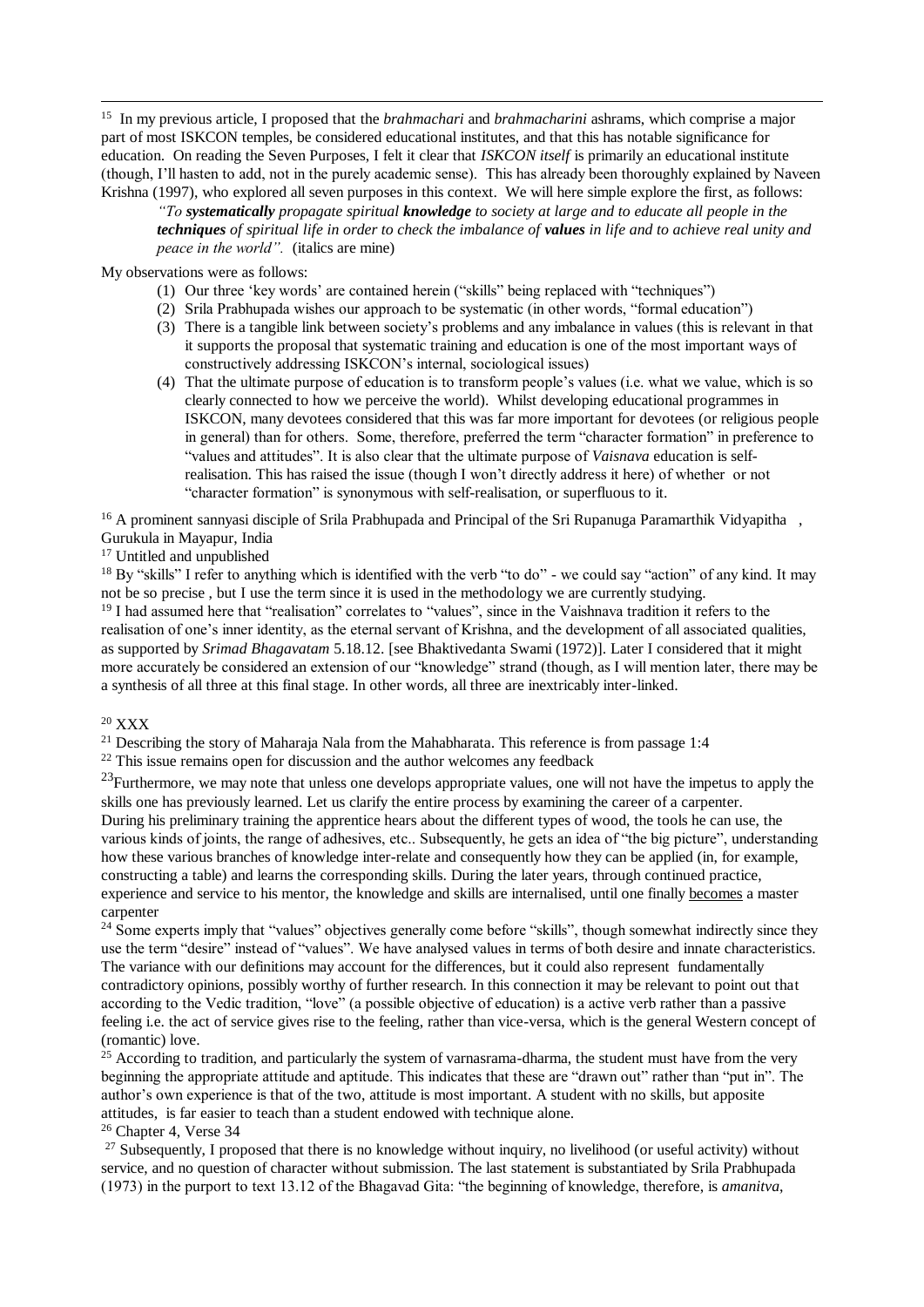[15] In my previous article, I proposed that the *brahmachari* and *brahmacharini* ashrams, which comprise a major part of most ISKCON temples, be considered educational institutes, and that this has notable significance for education. On reading the Seven Purposes, I felt it clear that *ISKCON itself* is primarily an educational institute (though, I'll hasten to add, not in the purely academic sense). This has already been thoroughly explained by Naveen Krishna (1997), who explored all seven purposes in this context. We will here simple explore the first, as follows:

> *"To **systematically** propagate spiritual **knowledge** to society at large and to educate all people in the **techniques** of spiritual life in order to check the imbalance of **values** in life and to achieve real unity and peace in the world".* (italics are mine)

My observations were as follows:

1. Our three 'key words' are contained herein ("skills" being replaced with "techniques")
2. Srila Prabhupada wishes our approach to be systematic (in other words, "formal education")
3. There is a tangible link between society's problems and any imbalance in values (this is relevant in that it supports the proposal that systematic training and education is one of the most important ways of constructively addressing ISKCON's internal, sociological issues)
4. That the ultimate purpose of education is to transform people's values (i.e. what we value, which is so clearly connected to how we perceive the world). Whilst developing educational programmes in ISKCON, many devotees considered that this was far more important for devotees (or religious people in general) than for others. Some, therefore, preferred the term "character formation" in preference to "values and attitudes". It is also clear that the ultimate purpose of *Vaisnava* education is self-realisation. This has raised the issue (though I won't directly address it here) of whether or not "character formation" is synonymous with self-realisation, or superfluous to it.

[16] A prominent sannyasi disciple of Srila Prabhupada and Principal of the Sri Rupanuga Paramarthik Vidyapitha , Gurukula in Mayapur, India

[17] Untitled and unpublished

[18] By "skills" I refer to anything which is identified with the verb "to do" - we could say "action" of any kind. It may not be so precise , but I use the term since it is used in the methodology we are currently studying.

[19] I had assumed here that "realisation" correlates to "values", since in the Vaishnava tradition it refers to the realisation of one's inner identity, as the eternal servant of Krishna, and the development of all associated qualities, as supported by *Srimad Bhagavatam* 5.18.12. [see Bhaktivedanta Swami (1972)]. Later I considered that it might more accurately be considered an extension of our "knowledge" strand (though, as I will mention later, there may be a synthesis of all three at this final stage. In other words, all three are inextricably inter-linked.

[20] XXX

[21] Describing the story of Maharaja Nala from the Mahabharata. This reference is from passage 1:4

[22] This issue remains open for discussion and the author welcomes any feedback

[23] Furthermore, we may note that unless one develops appropriate values, one will not have the impetus to apply the skills one has previously learned. Let us clarify the entire process by examining the career of a carpenter. During his preliminary training the apprentice hears about the different types of wood, the tools he can use, the various kinds of joints, the range of adhesives, etc.. Subsequently, he gets an idea of "the big picture", understanding how these various branches of knowledge inter-relate and consequently how they can be applied (in, for example, constructing a table) and learns the corresponding skills. During the later years, through continued practice, experience and service to his mentor, the knowledge and skills are internalised, until one finally <u>becomes</u> a master carpenter

[24] Some experts imply that "values" objectives generally come before "skills", though somewhat indirectly since they use the term "desire" instead of "values". We have analysed values in terms of both desire and innate characteristics. The variance with our definitions may account for the differences, but it could also represent fundamentally contradictory opinions, possibly worthy of further research. In this connection it may be relevant to point out that according to the Vedic tradition, "love" (a possible objective of education) is a active verb rather than a passive feeling i.e. the act of service gives rise to the feeling, rather than vice-versa, which is the general Western concept of (romantic) love.

[25] According to tradition, and particularly the system of varnasrama-dharma, the student must have from the very beginning the appropriate attitude and aptitude. This indicates that these are "drawn out" rather than "put in". The author's own experience is that of the two, attitude is most important. A student with no skills, but apposite attitudes, is far easier to teach than a student endowed with technique alone.

[26] Chapter 4, Verse 34

[27] Subsequently, I proposed that there is no knowledge without inquiry, no livelihood (or useful activity) without service, and no question of character without submission. The last statement is substantiated by Srila Prabhupada (1973) in the purport to text 13.12 of the Bhagavad Gita: "the beginning of knowledge, therefore, is *amanitva*,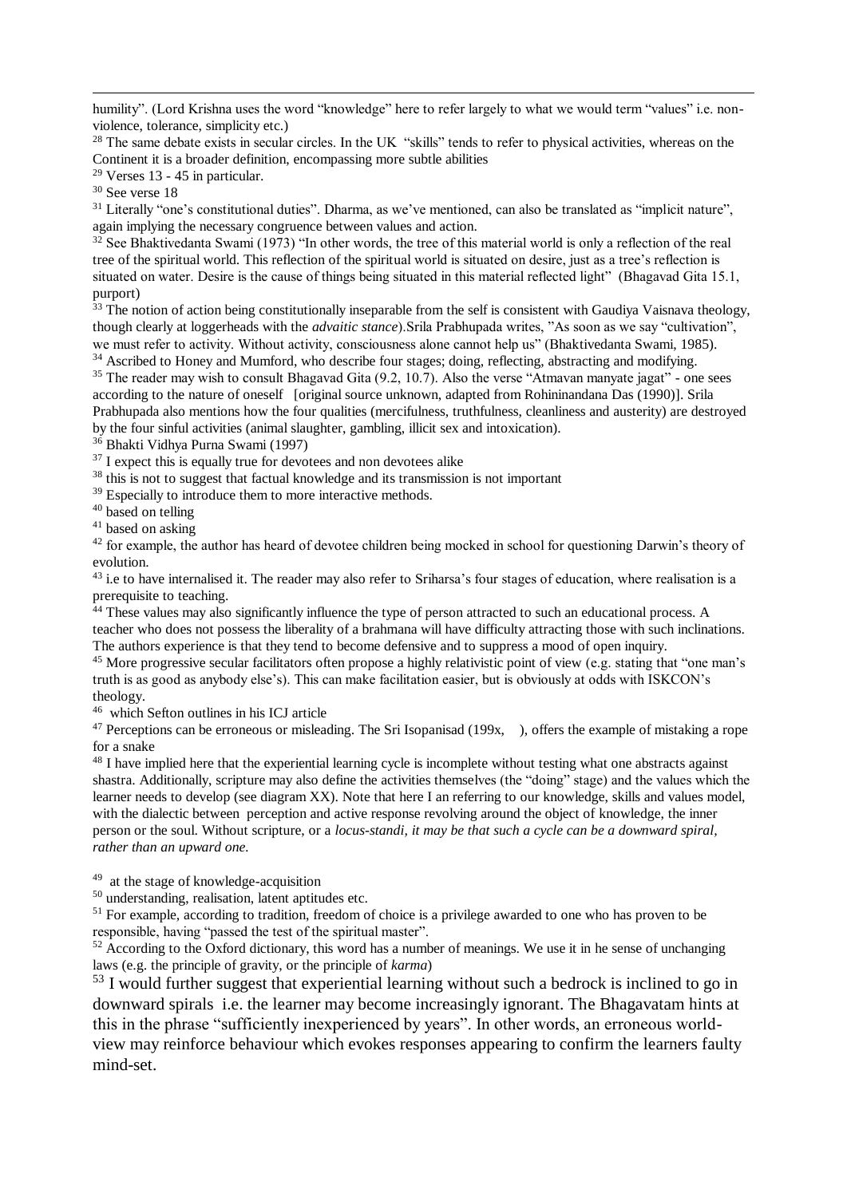humility". (Lord Krishna uses the word "knowledge" here to refer largely to what we would term "values" i.e. non-violence, tolerance, simplicity etc.)

[28] The same debate exists in secular circles. In the UK "skills" tends to refer to physical activities, whereas on the Continent it is a broader definition, encompassing more subtle abilities

[29] Verses 13 - 45 in particular.

[30] See verse 18

[31] Literally "one's constitutional duties". Dharma, as we've mentioned, can also be translated as "implicit nature", again implying the necessary congruence between values and action.

[32] See Bhaktivedanta Swami (1973) "In other words, the tree of this material world is only a reflection of the real tree of the spiritual world. This reflection of the spiritual world is situated on desire, just as a tree's reflection is situated on water. Desire is the cause of things being situated in this material reflected light" (Bhagavad Gita 15.1, purport)

[33] The notion of action being constitutionally inseparable from the self is consistent with Gaudiya Vaisnava theology, though clearly at loggerheads with the *advaitic stance*).Srila Prabhupada writes, "As soon as we say "cultivation", we must refer to activity. Without activity, consciousness alone cannot help us" (Bhaktivedanta Swami, 1985).

[34] Ascribed to Honey and Mumford, who describe four stages; doing, reflecting, abstracting and modifying.

[35] The reader may wish to consult Bhagavad Gita (9.2, 10.7). Also the verse "Atmavan manyate jagat" - one sees according to the nature of oneself [original source unknown, adapted from Rohininandana Das (1990)]. Srila Prabhupada also mentions how the four qualities (mercifulness, truthfulness, cleanliness and austerity) are destroyed by the four sinful activities (animal slaughter, gambling, illicit sex and intoxication).

[36] Bhakti Vidhya Purna Swami (1997)

[37] I expect this is equally true for devotees and non devotees alike

[38] this is not to suggest that factual knowledge and its transmission is not important

[39] Especially to introduce them to more interactive methods.

[40] based on telling

[41] based on asking

[42] for example, the author has heard of devotee children being mocked in school for questioning Darwin's theory of evolution.

[43] i.e to have internalised it. The reader may also refer to Sriharsa's four stages of education, where realisation is a prerequisite to teaching.

[44] These values may also significantly influence the type of person attracted to such an educational process. A teacher who does not possess the liberality of a brahmana will have difficulty attracting those with such inclinations. The authors experience is that they tend to become defensive and to suppress a mood of open inquiry.

[45] More progressive secular facilitators often propose a highly relativistic point of view (e.g. stating that "one man's truth is as good as anybody else's). This can make facilitation easier, but is obviously at odds with ISKCON's theology.

[46] which Sefton outlines in his ICJ article

[47] Perceptions can be erroneous or misleading. The Sri Isopanisad (199x, ), offers the example of mistaking a rope for a snake

[48] I have implied here that the experiential learning cycle is incomplete without testing what one abstracts against shastra. Additionally, scripture may also define the activities themselves (the "doing" stage) and the values which the learner needs to develop (see diagram XX). Note that here I an referring to our knowledge, skills and values model, with the dialectic between perception and active response revolving around the object of knowledge, the inner person or the soul. Without scripture, or a *locus-standi, it may be that such a cycle can be a downward spiral, rather than an upward one.*

[49] at the stage of knowledge-acquisition

[50] understanding, realisation, latent aptitudes etc.

[51] For example, according to tradition, freedom of choice is a privilege awarded to one who has proven to be responsible, having "passed the test of the spiritual master".

[52] According to the Oxford dictionary, this word has a number of meanings. We use it in he sense of unchanging laws (e.g. the principle of gravity, or the principle of *karma*)

[53] I would further suggest that experiential learning without such a bedrock is inclined to go in downward spirals i.e. the learner may become increasingly ignorant. The Bhagavatam hints at this in the phrase "sufficiently inexperienced by years". In other words, an erroneous world-view may reinforce behaviour which evokes responses appearing to confirm the learners faulty mind-set.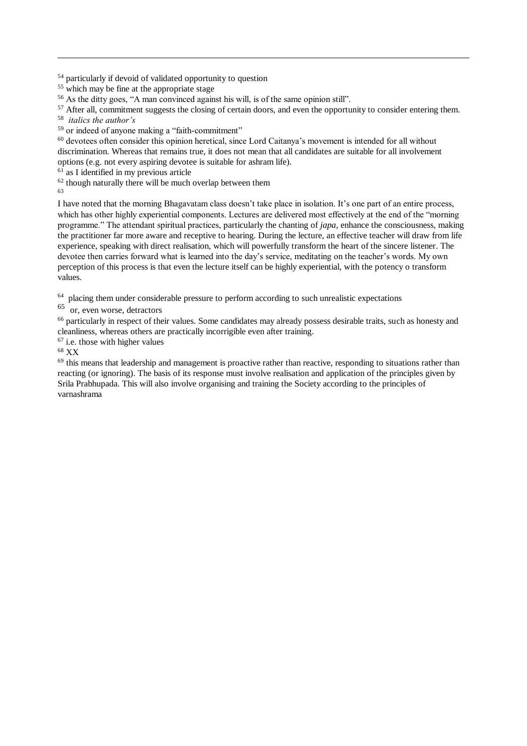[54] particularly if devoid of validated opportunity to question

[55] which may be fine at the appropriate stage

[56] As the ditty goes, "A man convinced against his will, is of the same opinion still".

[57] After all, commitment suggests the closing of certain doors, and even the opportunity to consider entering them.

[58] *italics the author's*

[59] or indeed of anyone making a "faith-commitment"

[60] devotees often consider this opinion heretical, since Lord Caitanya's movement is intended for all without discrimination. Whereas that remains true, it does not mean that all candidates are suitable for all involvement options (e.g. not every aspiring devotee is suitable for ashram life).

[61] as I identified in my previous article

[62] though naturally there will be much overlap between them

[63]

I have noted that the morning Bhagavatam class doesn't take place in isolation. It's one part of an entire process, which has other highly experiential components. Lectures are delivered most effectively at the end of the "morning programme." The attendant spiritual practices, particularly the chanting of *japa,* enhance the consciousness, making the practitioner far more aware and receptive to hearing. During the lecture, an effective teacher will draw from life experience, speaking with direct realisation, which will powerfully transform the heart of the sincere listener. The devotee then carries forward what is learned into the day's service, meditating on the teacher's words. My own perception of this process is that even the lecture itself can be highly experiential, with the potency o transform values.

[64] placing them under considerable pressure to perform according to such unrealistic expectations

[65] or, even worse, detractors

[66] particularly in respect of their values. Some candidates may already possess desirable traits, such as honesty and cleanliness, whereas others are practically incorrigible even after training.

[67] i.e. those with higher values

[68] XX

[69] this means that leadership and management is proactive rather than reactive, responding to situations rather than reacting (or ignoring). The basis of its response must involve realisation and application of the principles given by Srila Prabhupada. This will also involve organising and training the Society according to the principles of varnashrama